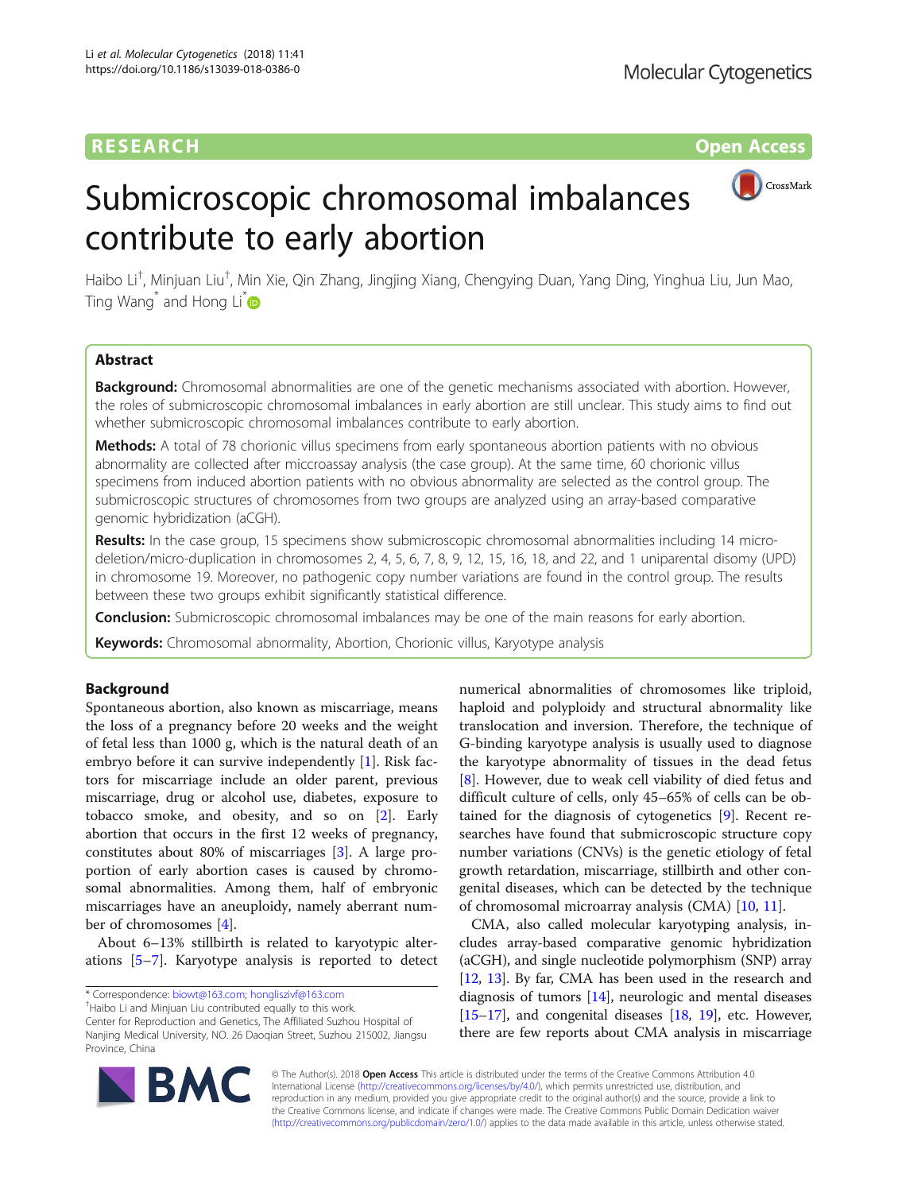RESEARCH Open Access

# Submicroscopic chromosomal imbalances contribute to early abortion

Haibo Li[†], Minjuan Liu[†], Min Xie, Qin Zhang, Jingjing Xiang, Chengying Duan, Yang Ding, Yinghua Liu, Jun Mao, Ting Wang[*] and Hong Li[*]

## Abstract

**Background:** Chromosomal abnormalities are one of the genetic mechanisms associated with abortion. However, the roles of submicroscopic chromosomal imbalances in early abortion are still unclear. This study aims to find out whether submicroscopic chromosomal imbalances contribute to early abortion.

**Methods:** A total of 78 chorionic villus specimens from early spontaneous abortion patients with no obvious abnormality are collected after miccroassay analysis (the case group). At the same time, 60 chorionic villus specimens from induced abortion patients with no obvious abnormality are selected as the control group. The submicroscopic structures of chromosomes from two groups are analyzed using an array-based comparative genomic hybridization (aCGH).

**Results:** In the case group, 15 specimens show submicroscopic chromosomal abnormalities including 14 micro-deletion/micro-duplication in chromosomes 2, 4, 5, 6, 7, 8, 9, 12, 15, 16, 18, and 22, and 1 uniparental disomy (UPD) in chromosome 19. Moreover, no pathogenic copy number variations are found in the control group. The results between these two groups exhibit significantly statistical difference.

**Conclusion:** Submicroscopic chromosomal imbalances may be one of the main reasons for early abortion.

**Keywords:** Chromosomal abnormality, Abortion, Chorionic villus, Karyotype analysis

## Background

Spontaneous abortion, also known as miscarriage, means the loss of a pregnancy before 20 weeks and the weight of fetal less than 1000 g, which is the natural death of an embryo before it can survive independently [1]. Risk factors for miscarriage include an older parent, previous miscarriage, drug or alcohol use, diabetes, exposure to tobacco smoke, and obesity, and so on [2]. Early abortion that occurs in the first 12 weeks of pregnancy, constitutes about 80% of miscarriages [3]. A large proportion of early abortion cases is caused by chromosomal abnormalities. Among them, half of embryonic miscarriages have an aneuploidy, namely aberrant number of chromosomes [4].

About 6–13% stillbirth is related to karyotypic alterations [5–7]. Karyotype analysis is reported to detect numerical abnormalities of chromosomes like triploid, haploid and polyploidy and structural abnormality like translocation and inversion. Therefore, the technique of G-binding karyotype analysis is usually used to diagnose the karyotype abnormality of tissues in the dead fetus [8]. However, due to weak cell viability of died fetus and difficult culture of cells, only 45–65% of cells can be obtained for the diagnosis of cytogenetics [9]. Recent researches have found that submicroscopic structure copy number variations (CNVs) is the genetic etiology of fetal growth retardation, miscarriage, stillbirth and other congenital diseases, which can be detected by the technique of chromosomal microarray analysis (CMA) [10, 11].

CMA, also called molecular karyotyping analysis, includes array-based comparative genomic hybridization (aCGH), and single nucleotide polymorphism (SNP) array [12, 13]. By far, CMA has been used in the research and diagnosis of tumors [14], neurologic and mental diseases [15–17], and congenital diseases [18, 19], etc. However, there are few reports about CMA analysis in miscarriage

* Correspondence: biowt@163.com; hongliszivf@163.com
†Haibo Li and Minjuan Liu contributed equally to this work.
Center for Reproduction and Genetics, The Affiliated Suzhou Hospital of Nanjing Medical University, NO. 26 Daoqian Street, Suzhou 215002, Jiangsu Province, China

© The Author(s). 2018 **Open Access** This article is distributed under the terms of the Creative Commons Attribution 4.0 International License (http://creativecommons.org/licenses/by/4.0/), which permits unrestricted use, distribution, and reproduction in any medium, provided you give appropriate credit to the original author(s) and the source, provide a link to the Creative Commons license, and indicate if changes were made. The Creative Commons Public Domain Dedication waiver (http://creativecommons.org/publicdomain/zero/1.0/) applies to the data made available in this article, unless otherwise stated.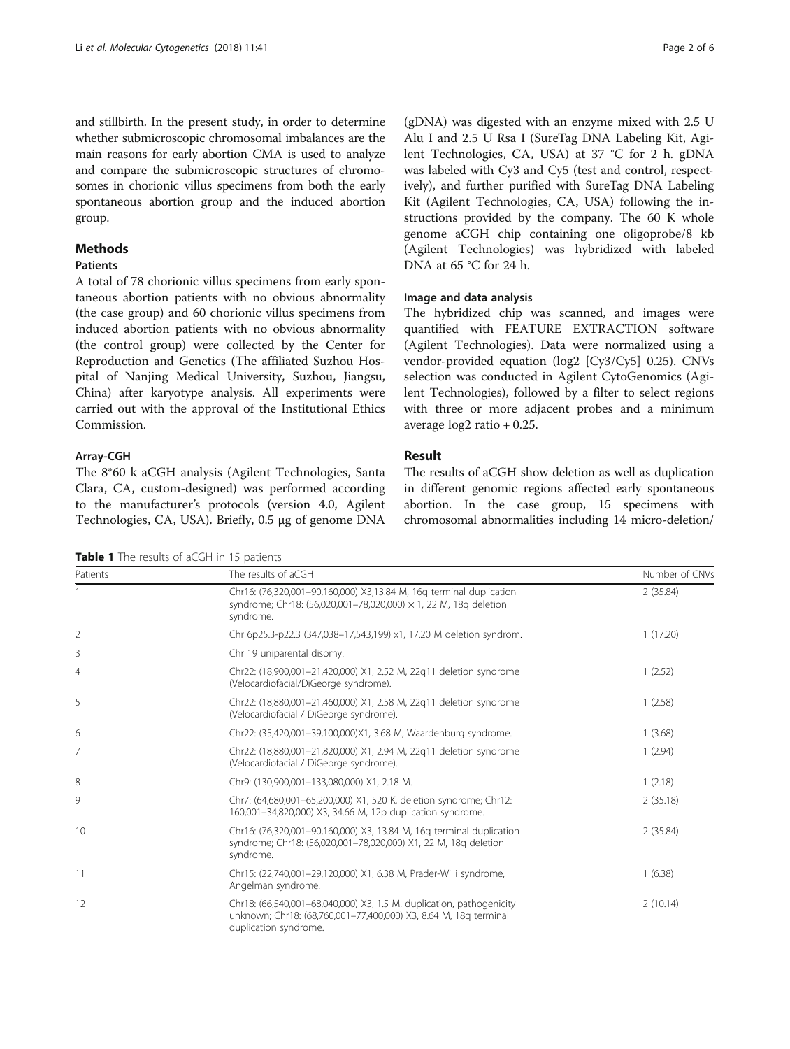and stillbirth. In the present study, in order to determine whether submicroscopic chromosomal imbalances are the main reasons for early abortion CMA is used to analyze and compare the submicroscopic structures of chromosomes in chorionic villus specimens from both the early spontaneous abortion group and the induced abortion group.

## Methods

### Patients

A total of 78 chorionic villus specimens from early spontaneous abortion patients with no obvious abnormality (the case group) and 60 chorionic villus specimens from induced abortion patients with no obvious abnormality (the control group) were collected by the Center for Reproduction and Genetics (The affiliated Suzhou Hospital of Nanjing Medical University, Suzhou, Jiangsu, China) after karyotype analysis. All experiments were carried out with the approval of the Institutional Ethics Commission.

### Array-CGH

The 8*60 k aCGH analysis (Agilent Technologies, Santa Clara, CA, custom-designed) was performed according to the manufacturer's protocols (version 4.0, Agilent Technologies, CA, USA). Briefly, 0.5 μg of genome DNA (gDNA) was digested with an enzyme mixed with 2.5 U Alu I and 2.5 U Rsa I (SureTag DNA Labeling Kit, Agilent Technologies, CA, USA) at 37 °C for 2 h. gDNA was labeled with Cy3 and Cy5 (test and control, respectively), and further purified with SureTag DNA Labeling Kit (Agilent Technologies, CA, USA) following the instructions provided by the company. The 60 K whole genome aCGH chip containing one oligoprobe/8 kb (Agilent Technologies) was hybridized with labeled DNA at 65 °C for 24 h.

### Image and data analysis

The hybridized chip was scanned, and images were quantified with FEATURE EXTRACTION software (Agilent Technologies). Data were normalized using a vendor-provided equation (log2 [Cy3/Cy5] 0.25). CNVs selection was conducted in Agilent CytoGenomics (Agilent Technologies), followed by a filter to select regions with three or more adjacent probes and a minimum average log2 ratio + 0.25.

## Result

The results of aCGH show deletion as well as duplication in different genomic regions affected early spontaneous abortion. In the case group, 15 specimens with chromosomal abnormalities including 14 micro-deletion/

**Table 1** The results of aCGH in 15 patients

| Patients | The results of aCGH | Number of CNVs |
|---|---|---|
| 1 | Chr16: (76,320,001–90,160,000) X3,13.84 M, 16q terminal duplication syndrome; Chr18: (56,020,001–78,020,000) × 1, 22 M, 18q deletion syndrome. | 2 (35.84) |
| 2 | Chr 6p25.3-p22.3 (347,038–17,543,199) x1, 17.20 M deletion syndrom. | 1 (17.20) |
| 3 | Chr 19 uniparental disomy. | |
| 4 | Chr22: (18,900,001–21,420,000) X1, 2.52 M, 22q11 deletion syndrome (Velocardiofacial/DiGeorge syndrome). | 1 (2.52) |
| 5 | Chr22: (18,880,001–21,460,000) X1, 2.58 M, 22q11 deletion syndrome (Velocardiofacial / DiGeorge syndrome). | 1 (2.58) |
| 6 | Chr22: (35,420,001–39,100,000)X1, 3.68 M, Waardenburg syndrome. | 1 (3.68) |
| 7 | Chr22: (18,880,001–21,820,000) X1, 2.94 M, 22q11 deletion syndrome (Velocardiofacial / DiGeorge syndrome). | 1 (2.94) |
| 8 | Chr9: (130,900,001–133,080,000) X1, 2.18 M. | 1 (2.18) |
| 9 | Chr7: (64,680,001–65,200,000) X1, 520 K, deletion syndrome; Chr12: 160,001–34,820,000) X3, 34.66 M, 12p duplication syndrome. | 2 (35.18) |
| 10 | Chr16: (76,320,001–90,160,000) X3, 13.84 M, 16q terminal duplication syndrome; Chr18: (56,020,001–78,020,000) X1, 22 M, 18q deletion syndrome. | 2 (35.84) |
| 11 | Chr15: (22,740,001–29,120,000) X1, 6.38 M, Prader-Willi syndrome, Angelman syndrome. | 1 (6.38) |
| 12 | Chr18: (66,540,001–68,040,000) X3, 1.5 M, duplication, pathogenicity unknown; Chr18: (68,760,001–77,400,000) X3, 8.64 M, 18q terminal duplication syndrome. | 2 (10.14) |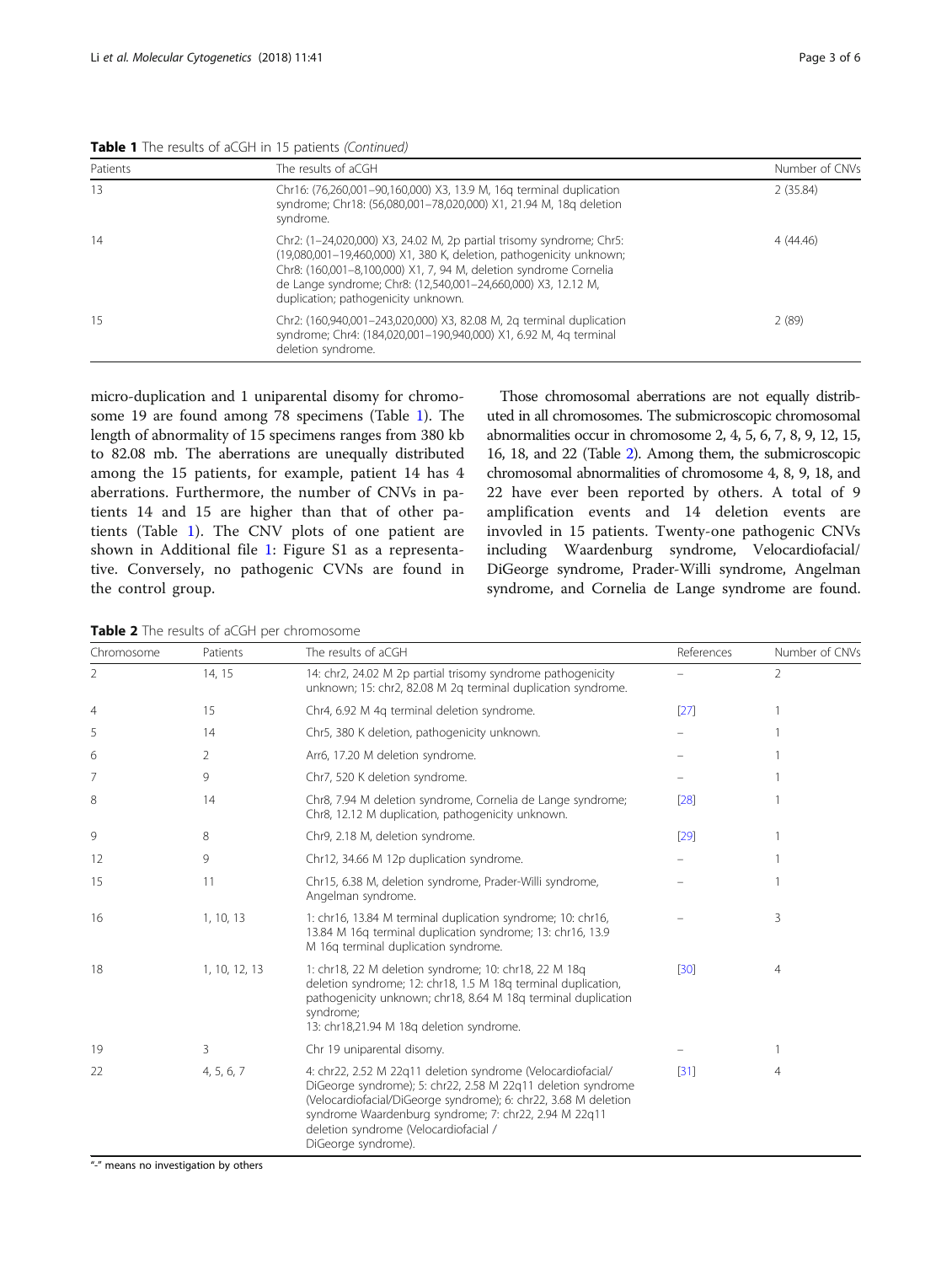**Table 1** The results of aCGH in 15 patients *(Continued)*

| Patients | The results of aCGH | Number of CNVs |
|---|---|---|
| 13 | Chr16: (76,260,001–90,160,000) X3, 13.9 M, 16q terminal duplication syndrome; Chr18: (56,080,001–78,020,000) X1, 21.94 M, 18q deletion syndrome. | 2 (35.84) |
| 14 | Chr2: (1–24,020,000) X3, 24.02 M, 2p partial trisomy syndrome; Chr5: (19,080,001–19,460,000) X1, 380 K, deletion, pathogenicity unknown; Chr8: (160,001–8,100,000) X1, 7, 94 M, deletion syndrome Cornelia de Lange syndrome; Chr8: (12,540,001–24,660,000) X3, 12.12 M, duplication; pathogenicity unknown. | 4 (44.46) |
| 15 | Chr2: (160,940,001–243,020,000) X3, 82.08 M, 2q terminal duplication syndrome; Chr4: (184,020,001–190,940,000) X1, 6.92 M, 4q terminal deletion syndrome. | 2 (89) |

micro-duplication and 1 uniparental disomy for chromosome 19 are found among 78 specimens (Table 1). The length of abnormality of 15 specimens ranges from 380 kb to 82.08 mb. The aberrations are unequally distributed among the 15 patients, for example, patient 14 has 4 aberrations. Furthermore, the number of CNVs in patients 14 and 15 are higher than that of other patients (Table 1). The CNV plots of one patient are shown in Additional file 1: Figure S1 as a representative. Conversely, no pathogenic CVNs are found in the control group.

Those chromosomal aberrations are not equally distributed in all chromosomes. The submicroscopic chromosomal abnormalities occur in chromosome 2, 4, 5, 6, 7, 8, 9, 12, 15, 16, 18, and 22 (Table 2). Among them, the submicroscopic chromosomal abnormalities of chromosome 4, 8, 9, 18, and 22 have ever been reported by others. A total of 9 amplification events and 14 deletion events are invovled in 15 patients. Twenty-one pathogenic CNVs including Waardenburg syndrome, Velocardiofacial/ DiGeorge syndrome, Prader-Willi syndrome, Angelman syndrome, and Cornelia de Lange syndrome are found.

**Table 2** The results of aCGH per chromosome

| Chromosome | Patients | The results of aCGH | References | Number of CNVs |
|---|---|---|---|---|
| 2 | 14, 15 | 14: chr2, 24.02 M 2p partial trisomy syndrome pathogenicity unknown; 15: chr2, 82.08 M 2q terminal duplication syndrome. | – | 2 |
| 4 | 15 | Chr4, 6.92 M 4q terminal deletion syndrome. | [27] | 1 |
| 5 | 14 | Chr5, 380 K deletion, pathogenicity unknown. | – | 1 |
| 6 | 2 | Arr6, 17.20 M deletion syndrome. | – | 1 |
| 7 | 9 | Chr7, 520 K deletion syndrome. | – | 1 |
| 8 | 14 | Chr8, 7.94 M deletion syndrome, Cornelia de Lange syndrome; Chr8, 12.12 M duplication, pathogenicity unknown. | [28] | 1 |
| 9 | 8 | Chr9, 2.18 M, deletion syndrome. | [29] | 1 |
| 12 | 9 | Chr12, 34.66 M 12p duplication syndrome. | – | 1 |
| 15 | 11 | Chr15, 6.38 M, deletion syndrome, Prader-Willi syndrome, Angelman syndrome. | – | 1 |
| 16 | 1, 10, 13 | 1: chr16, 13.84 M terminal duplication syndrome; 10: chr16, 13.84 M 16q terminal duplication syndrome; 13: chr16, 13.9 M 16q terminal duplication syndrome. | – | 3 |
| 18 | 1, 10, 12, 13 | 1: chr18, 22 M deletion syndrome; 10: chr18, 22 M 18q deletion syndrome; 12: chr18, 1.5 M 18q terminal duplication, pathogenicity unknown; chr18, 8.64 M 18q terminal duplication syndrome; 13: chr18,21.94 M 18q deletion syndrome. | [30] | 4 |
| 19 | 3 | Chr 19 uniparental disomy. | – | 1 |
| 22 | 4, 5, 6, 7 | 4: chr22, 2.52 M 22q11 deletion syndrome (Velocardiofacial/ DiGeorge syndrome); 5: chr22, 2.58 M 22q11 deletion syndrome (Velocardiofacial/DiGeorge syndrome); 6: chr22, 3.68 M deletion syndrome Waardenburg syndrome; 7: chr22, 2.94 M 22q11 deletion syndrome (Velocardiofacial / DiGeorge syndrome). | [31] | 4 |

"-" means no investigation by others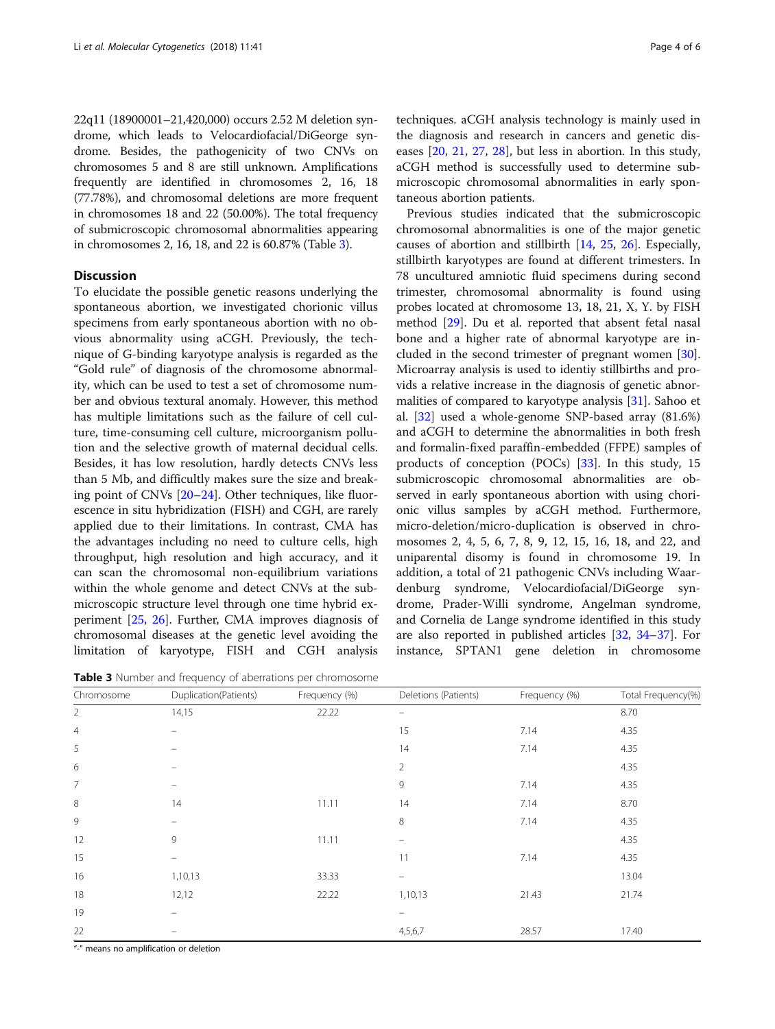22q11 (18900001–21,420,000) occurs 2.52 M deletion syndrome, which leads to Velocardiofacial/DiGeorge syndrome. Besides, the pathogenicity of two CNVs on chromosomes 5 and 8 are still unknown. Amplifications frequently are identified in chromosomes 2, 16, 18 (77.78%), and chromosomal deletions are more frequent in chromosomes 18 and 22 (50.00%). The total frequency of submicroscopic chromosomal abnormalities appearing in chromosomes 2, 16, 18, and 22 is 60.87% (Table 3).

## Discussion

To elucidate the possible genetic reasons underlying the spontaneous abortion, we investigated chorionic villus specimens from early spontaneous abortion with no obvious abnormality using aCGH. Previously, the technique of G-binding karyotype analysis is regarded as the "Gold rule" of diagnosis of the chromosome abnormality, which can be used to test a set of chromosome number and obvious textural anomaly. However, this method has multiple limitations such as the failure of cell culture, time-consuming cell culture, microorganism pollution and the selective growth of maternal decidual cells. Besides, it has low resolution, hardly detects CNVs less than 5 Mb, and difficultly makes sure the size and breaking point of CNVs [20–24]. Other techniques, like fluorescence in situ hybridization (FISH) and CGH, are rarely applied due to their limitations. In contrast, CMA has the advantages including no need to culture cells, high throughput, high resolution and high accuracy, and it can scan the chromosomal non-equilibrium variations within the whole genome and detect CNVs at the submicroscopic structure level through one time hybrid experiment [25, 26]. Further, CMA improves diagnosis of chromosomal diseases at the genetic level avoiding the limitation of karyotype, FISH and CGH analysis techniques. aCGH analysis technology is mainly used in the diagnosis and research in cancers and genetic diseases [20, 21, 27, 28], but less in abortion. In this study, aCGH method is successfully used to determine submicroscopic chromosomal abnormalities in early spontaneous abortion patients.

Previous studies indicated that the submicroscopic chromosomal abnormalities is one of the major genetic causes of abortion and stillbirth [14, 25, 26]. Especially, stillbirth karyotypes are found at different trimesters. In 78 uncultured amniotic fluid specimens during second trimester, chromosomal abnormality is found using probes located at chromosome 13, 18, 21, X, Y. by FISH method [29]. Du et al. reported that absent fetal nasal bone and a higher rate of abnormal karyotype are included in the second trimester of pregnant women [30]. Microarray analysis is used to identiy stillbirths and provids a relative increase in the diagnosis of genetic abnormalities of compared to karyotype analysis [31]. Sahoo et al. [32] used a whole-genome SNP-based array (81.6%) and aCGH to determine the abnormalities in both fresh and formalin-fixed paraffin-embedded (FFPE) samples of products of conception (POCs) [33]. In this study, 15 submicroscopic chromosomal abnormalities are observed in early spontaneous abortion with using chorionic villus samples by aCGH method. Furthermore, micro-deletion/micro-duplication is observed in chromosomes 2, 4, 5, 6, 7, 8, 9, 12, 15, 16, 18, and 22, and uniparental disomy is found in chromosome 19. In addition, a total of 21 pathogenic CNVs including Waardenburg syndrome, Velocardiofacial/DiGeorge syndrome, Prader-Willi syndrome, Angelman syndrome, and Cornelia de Lange syndrome identified in this study are also reported in published articles [32, 34–37]. For instance, SPTAN1 gene deletion in chromosome

**Table 3** Number and frequency of aberrations per chromosome

| Chromosome | Duplication(Patients) | Frequency (%) | Deletions (Patients) | Frequency (%) | Total Frequency(%) |
|---|---|---|---|---|---|
| 2 | 14,15 | 22.22 | – | | 8.70 |
| 4 | – | | 15 | 7.14 | 4.35 |
| 5 | – | | 14 | 7.14 | 4.35 |
| 6 | – | | 2 | | 4.35 |
| 7 | – | | 9 | 7.14 | 4.35 |
| 8 | 14 | 11.11 | 14 | 7.14 | 8.70 |
| 9 | – | | 8 | 7.14 | 4.35 |
| 12 | 9 | 11.11 | – | | 4.35 |
| 15 | – | | 11 | 7.14 | 4.35 |
| 16 | 1,10,13 | 33.33 | – | | 13.04 |
| 18 | 12,12 | 22.22 | 1,10,13 | 21.43 | 21.74 |
| 19 | – | | – | | |
| 22 | – | | 4,5,6,7 | 28.57 | 17.40 |

"-" means no amplification or deletion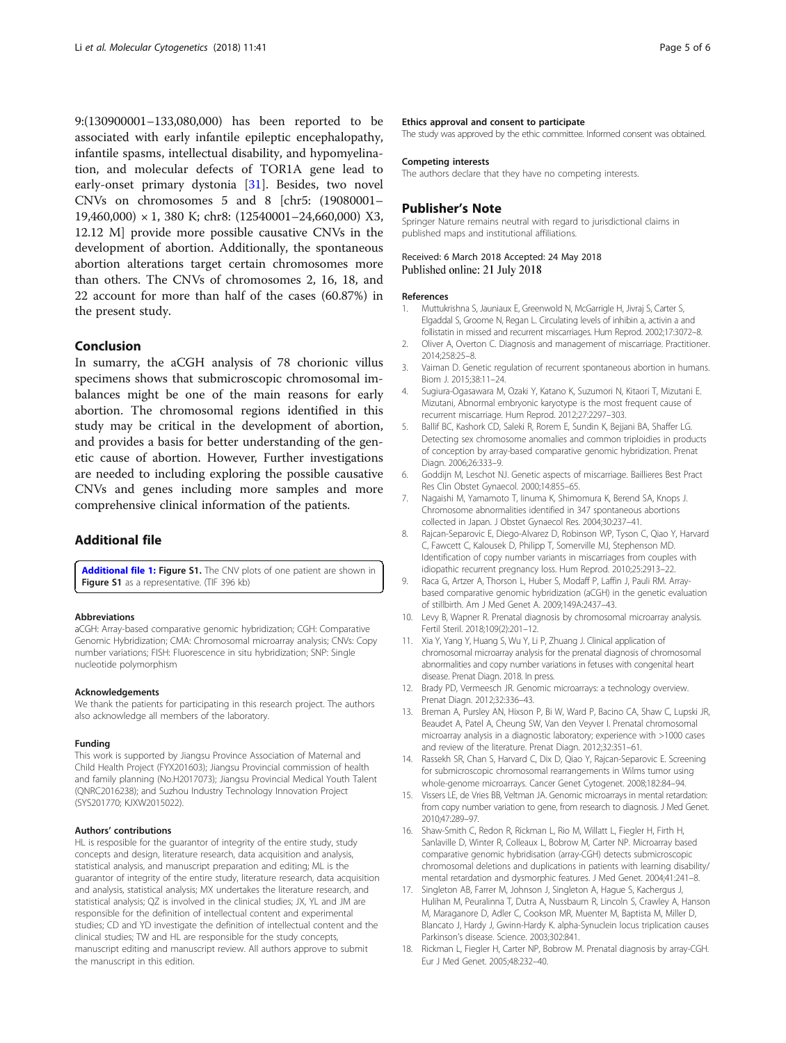9:(130900001–133,080,000) has been reported to be associated with early infantile epileptic encephalopathy, infantile spasms, intellectual disability, and hypomyelination, and molecular defects of TOR1A gene lead to early-onset primary dystonia [31]. Besides, two novel CNVs on chromosomes 5 and 8 [chr5: (19080001–19,460,000) × 1, 380 K; chr8: (12540001–24,660,000) X3, 12.12 M] provide more possible causative CNVs in the development of abortion. Additionally, the spontaneous abortion alterations target certain chromosomes more than others. The CNVs of chromosomes 2, 16, 18, and 22 account for more than half of the cases (60.87%) in the present study.

## Conclusion

In sumarry, the aCGH analysis of 78 chorionic villus specimens shows that submicroscopic chromosomal imbalances might be one of the main reasons for early abortion. The chromosomal regions identified in this study may be critical in the development of abortion, and provides a basis for better understanding of the genetic cause of abortion. However, Further investigations are needed to including exploring the possible causative CNVs and genes including more samples and more comprehensive clinical information of the patients.

## Additional file

**Additional file 1: Figure S1.** The CNV plots of one patient are shown in **Figure S1** as a representative. (TIF 396 kb)

#### Abbreviations

aCGH: Array-based comparative genomic hybridization; CGH: Comparative Genomic Hybridization; CMA: Chromosomal microarray analysis; CNVs: Copy number variations; FISH: Fluorescence in situ hybridization; SNP: Single nucleotide polymorphism

#### Acknowledgements

We thank the patients for participating in this research project. The authors also acknowledge all members of the laboratory.

#### Funding

This work is supported by Jiangsu Province Association of Maternal and Child Health Project (FYX201603); Jiangsu Provincial commission of health and family planning (No.H2017073); Jiangsu Provincial Medical Youth Talent (QNRC2016238); and Suzhou Industry Technology Innovation Project (SYS201770; KJXW2015022).

#### Authors' contributions

HL is resposible for the guarantor of integrity of the entire study, study concepts and design, literature research, data acquisition and analysis, statistical analysis, and manuscript preparation and editing; ML is the guarantor of integrity of the entire study, literature research, data acquisition and analysis, statistical analysis; MX undertakes the literature research, and statistical analysis; QZ is involved in the clinical studies; JX, YL and JM are responsible for the definition of intellectual content and experimental studies; CD and YD investigate the definition of intellectual content and the clinical studies; TW and HL are responsible for the study concepts, manuscript editing and manuscript review. All authors approve to submit the manuscript in this edition.

#### Ethics approval and consent to participate

The study was approved by the ethic committee. Informed consent was obtained.

#### Competing interests

The authors declare that they have no competing interests.

## Publisher's Note

Springer Nature remains neutral with regard to jurisdictional claims in published maps and institutional affiliations.

Received: 6 March 2018 Accepted: 24 May 2018
Published online: 21 July 2018

#### References

1. Muttukrishna S, Jauniaux E, Greenwold N, McGarrigle H, Jivraj S, Carter S, Elgaddal S, Groome N, Regan L. Circulating levels of inhibin a, activin a and follistatin in missed and recurrent miscarriages. Hum Reprod. 2002;17:3072–8.
2. Oliver A, Overton C. Diagnosis and management of miscarriage. Practitioner. 2014;258:25–8.
3. Vaiman D. Genetic regulation of recurrent spontaneous abortion in humans. Biom J. 2015;38:11–24.
4. Sugiura-Ogasawara M, Ozaki Y, Katano K, Suzumori N, Kitaori T, Mizutani E. Mizutani, Abnormal embryonic karyotype is the most frequent cause of recurrent miscarriage. Hum Reprod. 2012;27:2297–303.
5. Ballif BC, Kashork CD, Saleki R, Rorem E, Sundin K, Bejjani BA, Shaffer LG. Detecting sex chromosome anomalies and common triploidies in products of conception by array-based comparative genomic hybridization. Prenat Diagn. 2006;26:333–9.
6. Goddijn M, Leschot NJ. Genetic aspects of miscarriage. Baillieres Best Pract Res Clin Obstet Gynaecol. 2000;14:855–65.
7. Nagaishi M, Yamamoto T, Iinuma K, Shimomura K, Berend SA, Knops J. Chromosome abnormalities identified in 347 spontaneous abortions collected in Japan. J Obstet Gynaecol Res. 2004;30:237–41.
8. Rajcan-Separovic E, Diego-Alvarez D, Robinson WP, Tyson C, Qiao Y, Harvard C, Fawcett C, Kalousek D, Philipp T, Somerville MJ, Stephenson MD. Identification of copy number variants in miscarriages from couples with idiopathic recurrent pregnancy loss. Hum Reprod. 2010;25:2913–22.
9. Raca G, Artzer A, Thorson L, Huber S, Modaff P, Laffin J, Pauli RM. Array-based comparative genomic hybridization (aCGH) in the genetic evaluation of stillbirth. Am J Med Genet A. 2009;149A:2437–43.
10. Levy B, Wapner R. Prenatal diagnosis by chromosomal microarray analysis. Fertil Steril. 2018;109(2):201–12.
11. Xia Y, Yang Y, Huang S, Wu Y, Li P, Zhuang J. Clinical application of chromosomal microarray analysis for the prenatal diagnosis of chromosomal abnormalities and copy number variations in fetuses with congenital heart disease. Prenat Diagn. 2018. In press.
12. Brady PD, Vermeesch JR. Genomic microarrays: a technology overview. Prenat Diagn. 2012;32:336–43.
13. Breman A, Pursley AN, Hixson P, Bi W, Ward P, Bacino CA, Shaw C, Lupski JR, Beaudet A, Patel A, Cheung SW, Van den Veyver I. Prenatal chromosomal microarray analysis in a diagnostic laboratory; experience with >1000 cases and review of the literature. Prenat Diagn. 2012;32:351–61.
14. Rassekh SR, Chan S, Harvard C, Dix D, Qiao Y, Rajcan-Separovic E. Screening for submicroscopic chromosomal rearrangements in Wilms tumor using whole-genome microarrays. Cancer Genet Cytogenet. 2008;182:84–94.
15. Vissers LE, de Vries BB, Veltman JA. Genomic microarrays in mental retardation: from copy number variation to gene, from research to diagnosis. J Med Genet. 2010;47:289–97.
16. Shaw-Smith C, Redon R, Rickman L, Rio M, Willatt L, Fiegler H, Firth H, Sanlaville D, Winter R, Colleaux L, Bobrow M, Carter NP. Microarray based comparative genomic hybridisation (array-CGH) detects submicroscopic chromosomal deletions and duplications in patients with learning disability/mental retardation and dysmorphic features. J Med Genet. 2004;41:241–8.
17. Singleton AB, Farrer M, Johnson J, Singleton A, Hague S, Kachergus J, Hulihan M, Peuralinna T, Dutra A, Nussbaum R, Lincoln S, Crawley A, Hanson M, Maraganore D, Adler C, Cookson MR, Muenter M, Baptista M, Miller D, Blancato J, Hardy J, Gwinn-Hardy K. alpha-Synuclein locus triplication causes Parkinson's disease. Science. 2003;302:841.
18. Rickman L, Fiegler H, Carter NP, Bobrow M. Prenatal diagnosis by array-CGH. Eur J Med Genet. 2005;48:232–40.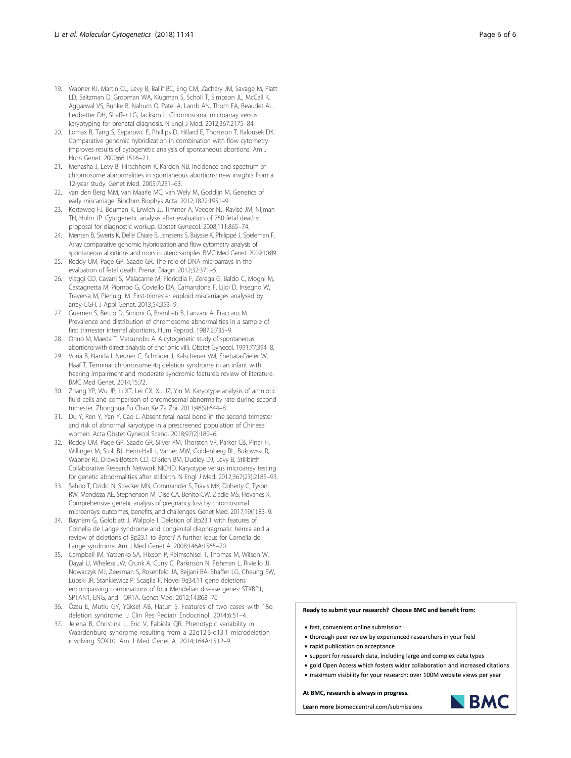19. Wapner RJ, Martin CL, Levy B, Ballif BC, Eng CM, Zachary JM, Savage M, Platt LD, Saltzman D, Grobman WA, Klugman S, Scholl T, Simpson JL, McCall K, Aggarwal VS, Bunke B, Nahum O, Patel A, Lamb AN, Thom EA, Beaudet AL, Ledbetter DH, Shaffer LG, Jackson L. Chromosomal microarray versus karyotyping for prenatal diagnosis. N Engl J Med. 2012;367:2175–84.
20. Lomax B, Tang S, Separovic E, Phillips D, Hillard E, Thomson T, Kalousek DK. Comparative genomic hybridization in combination with flow cytometry improves results of cytogenetic analysis of spontaneous abortions. Am J Hum Genet. 2000;66:1516–21.
21. Menasha J, Levy B, Hirschhorn K, Kardon NB. Incidence and spectrum of chromosome abnormalities in spontaneous abortions: new insights from a 12-year study. Genet Med. 2005;7:251–63.
22. van den Berg MM, van Maarle MC, van Wely M, Goddijn M. Genetics of early miscarriage. Biochim Biophys Acta. 2012;1822:1951–9.
23. Korteweg FJ, Bouman K, Erwich JJ, Timmer A, Veeger NJ, Ravisé JM, Nijman TH, Holm JP. Cytogenetic analysis after evaluation of 750 fetal deaths: proposal for diagnostic workup. Obstet Gynecol. 2008;111:865–74.
24. Menten B, Swerts K, Delle Chiaie B, Janssens S, Buysse K, Philippé J, Speleman F. Array comparative genomic hybridization and flow cytometry analysis of spontaneous abortions and mors in utero samples. BMC Med Genet. 2009;10:89.
25. Reddy UM, Page GP, Saade GR. The role of DNA microarrays in the evaluation of fetal death. Prenat Diagn. 2012;32:371–5.
26. Viaggi CD, Cavani S, Malacarne M, Floriddia F, Zerega G, Baldo C, Mogni M, Castagnetta M, Piombo G, Coviello DA, Camandona F, Lijoi D, Insegno W, Traversa M, Pierluigi M. First-trimester euploid miscarriages analysed by array-CGH. J Appl Genet. 2013;54:353–9.
27. Guerneri S, Bettio D, Simoni G, Brambati B, Lanzani A, Fraccaro M. Prevalence and distribution of chromosome abnormalities in a sample of first trimester internal abortions. Hum Reprod. 1987;2:735–9.
28. Ohno M, Maeda T, Matsunobu A. A cytogenetic study of spontaneous abortions with direct analysis of chorionic villi. Obstet Gynecol. 1991;77:394–8.
29. Vona B, Nanda I, Neuner C, Schröder J, Kalscheuer VM, Shehata-Dieler W, Haaf T. Terminal chromosome 4q deletion syndrome in an infant with hearing impairment and moderate syndromic features: review of literature. BMC Med Genet. 2014;15:72.
30. Zhang YP, Wu JP, Li XT, Lei CX, Xu JZ, Yin M. Karyotype analysis of amniotic fluid cells and comparison of chromosomal abnormality rate during second trimester. Zhonghua Fu Chan Ke Za Zhi. 2011;46(9):644–8.
31. Du Y, Ren Y, Yan Y, Cao L. Absent fetal nasal bone in the second trimester and risk of abnormal karyotype in a prescreened population of Chinese women. Acta Obstet Gynecol Scand. 2018;97(2):180–6.
32. Reddy UM, Page GP, Saade GR, Silver RM, Thorsten VR, Parker CB, Pinar H, Willinger M, Stoll BJ, Heim-Hall J, Varner MW, Goldenberg RL, Bukowski R, Wapner RJ, Drews-Botsch CD, O'Brien BM, Dudley DJ, Levy B, Stillbirth Collaborative Research Network NICHD. Karyotype versus microarray testing for genetic abnormalities after stillbirth. N Engl J Med. 2012;367(23):2185–93.
33. Sahoo T, Dzidic N, Strecker MN, Commander S, Travis MK, Doherty C, Tyson RW, Mendoza AE, Stephenson M, Dise CA, Benito CW, Ziadie MS, Hovanes K. Comprehensive genetic analysis of pregnancy loss by chromosomal microarrays: outcomes, benefits, and challenges. Genet Med. 2017;19(1):83–9.
34. Baynam G, Goldblatt J, Walpole I. Deletion of 8p23.1 with features of Cornelia de Lange syndrome and congenital diaphragmatic hernia and a review of deletions of 8p23.1 to 8pter? A further locus for Cornelia de Lange syndrome. Am J Med Genet A. 2008;146A:1565–70.
35. Campbell IM, Yatsenko SA, Hixson P, Reimschisel T, Thomas M, Wilson W, Dayal U, Wheless JW, Crunk A, Curry C, Parkinson N, Fishman L, Riviello JJ, Nowaczyk MJ, Zeesman S, Rosenfeld JA, Bejjani BA, Shaffer LG, Cheung SW, Lupski JR, Stankiewicz P, Scaglia F. Novel 9q34.11 gene deletions encompassing combinations of four Mendelian disease genes: STXBP1, SPTAN1, ENG, and TOR1A. Genet Med. 2012;14:868–76.
36. Özsu E, Mutlu GY, Yüksel AB, Hatun Ş. Features of two cases with 18q deletion syndrome. J Clin Res Pediatr Endocrinol. 2014;6:51–4.
37. Jelena B, Christina L, Eric V, Fabiola QR. Phenotypic variability in Waardenburg syndrome resulting from a 22q12.3-q13.1 microdeletion involving SOX10. Am J Med Genet A. 2014;164A:1512–9.

**Ready to submit your research? Choose BMC and benefit from:**

- fast, convenient online submission
- thorough peer review by experienced researchers in your field
- rapid publication on acceptance
- support for research data, including large and complex data types
- gold Open Access which fosters wider collaboration and increased citations
- maximum visibility for your research: over 100M website views per year

**At BMC, research is always in progress.**

**Learn more** biomedcentral.com/submissions